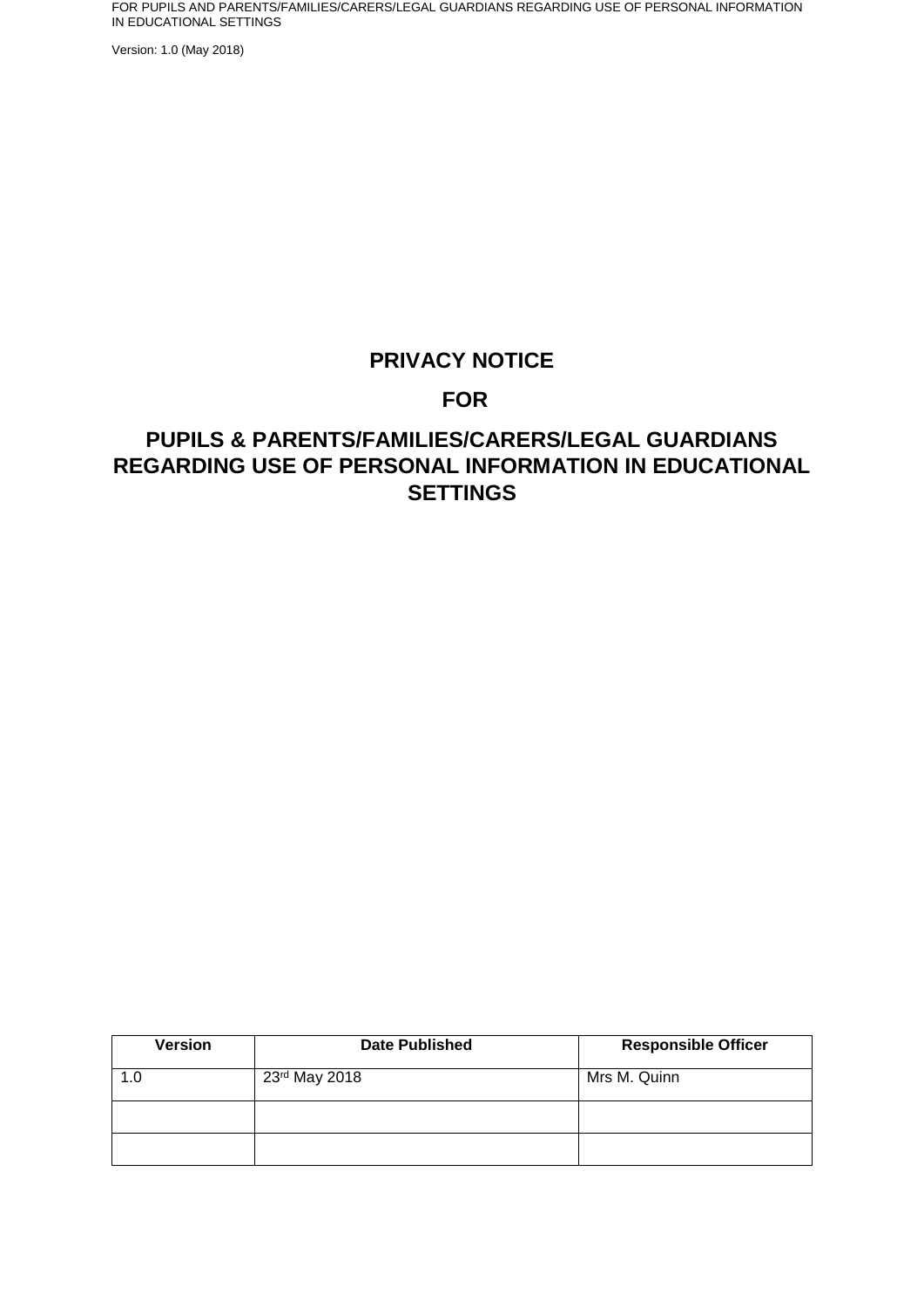# PRIVACY NOTICE

# FOR

# PUPILS & PARENTS/FAMILIES/CARERS/LEGAL GUARDIANS REGARDING USE OF PERSONAL INFORMATION IN EDUCATIONAL SETTINGS

| Version | Date Published | Responsible Officer |
|---|---|---|
| 1.0 | 23rd May 2018 | Mrs M. Quinn |
| | | |
| | | |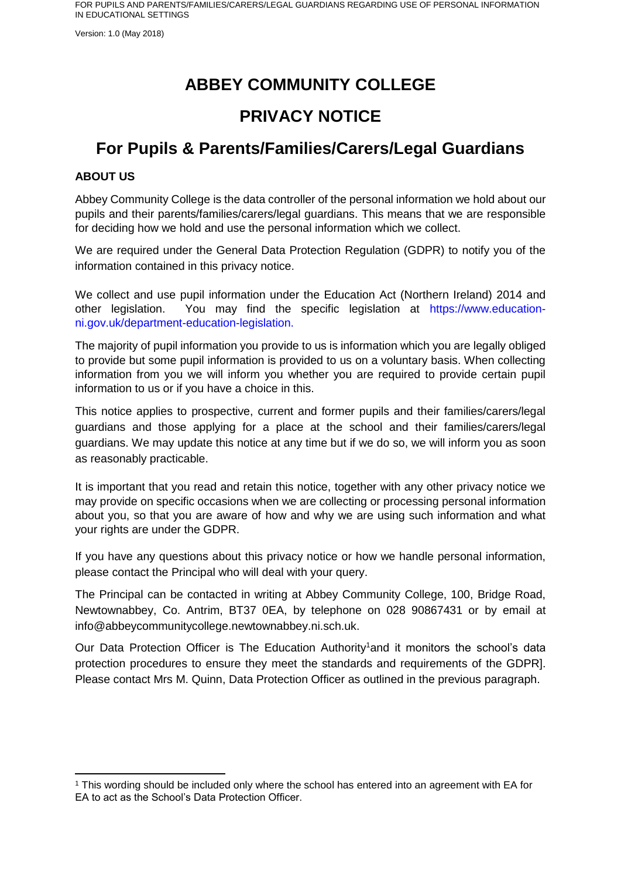# ABBEY COMMUNITY COLLEGE

# PRIVACY NOTICE

## For Pupils & Parents/Families/Carers/Legal Guardians

### ABOUT US

Abbey Community College is the data controller of the personal information we hold about our pupils and their parents/families/carers/legal guardians. This means that we are responsible for deciding how we hold and use the personal information which we collect.

We are required under the General Data Protection Regulation (GDPR) to notify you of the information contained in this privacy notice.

We collect and use pupil information under the Education Act (Northern Ireland) 2014 and other legislation. You may find the specific legislation at https://www.education-ni.gov.uk/department-education-legislation.

The majority of pupil information you provide to us is information which you are legally obliged to provide but some pupil information is provided to us on a voluntary basis. When collecting information from you we will inform you whether you are required to provide certain pupil information to us or if you have a choice in this.

This notice applies to prospective, current and former pupils and their families/carers/legal guardians and those applying for a place at the school and their families/carers/legal guardians. We may update this notice at any time but if we do so, we will inform you as soon as reasonably practicable.

It is important that you read and retain this notice, together with any other privacy notice we may provide on specific occasions when we are collecting or processing personal information about you, so that you are aware of how and why we are using such information and what your rights are under the GDPR.

If you have any questions about this privacy notice or how we handle personal information, please contact the Principal who will deal with your query.

The Principal can be contacted in writing at Abbey Community College, 100, Bridge Road, Newtownabbey, Co. Antrim, BT37 0EA, by telephone on 028 90867431 or by email at info@abbeycommunitycollege.newtownabbey.ni.sch.uk.

Our Data Protection Officer is The Education Authority[1]and it monitors the school's data protection procedures to ensure they meet the standards and requirements of the GDPR]. Please contact Mrs M. Quinn, Data Protection Officer as outlined in the previous paragraph.

---

[1] This wording should be included only where the school has entered into an agreement with EA for EA to act as the School's Data Protection Officer.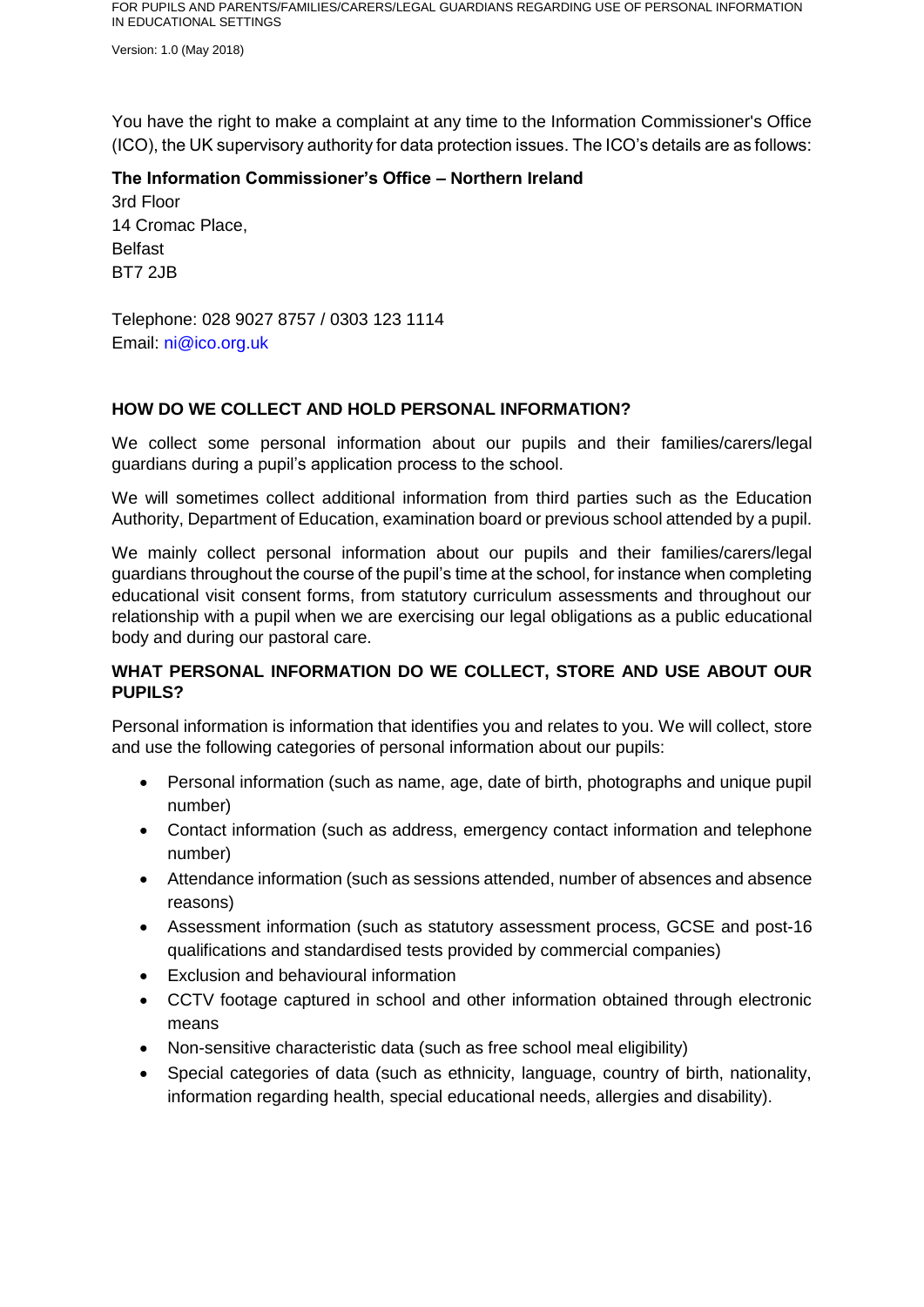You have the right to make a complaint at any time to the Information Commissioner's Office (ICO), the UK supervisory authority for data protection issues. The ICO's details are as follows:

**The Information Commissioner's Office – Northern Ireland**

3rd Floor
14 Cromac Place,
Belfast
BT7 2JB

Telephone: 028 9027 8757 / 0303 123 1114
Email: ni@ico.org.uk

## HOW DO WE COLLECT AND HOLD PERSONAL INFORMATION?

We collect some personal information about our pupils and their families/carers/legal guardians during a pupil's application process to the school.

We will sometimes collect additional information from third parties such as the Education Authority, Department of Education, examination board or previous school attended by a pupil.

We mainly collect personal information about our pupils and their families/carers/legal guardians throughout the course of the pupil's time at the school, for instance when completing educational visit consent forms, from statutory curriculum assessments and throughout our relationship with a pupil when we are exercising our legal obligations as a public educational body and during our pastoral care.

## WHAT PERSONAL INFORMATION DO WE COLLECT, STORE AND USE ABOUT OUR PUPILS?

Personal information is information that identifies you and relates to you. We will collect, store and use the following categories of personal information about our pupils:

- Personal information (such as name, age, date of birth, photographs and unique pupil number)
- Contact information (such as address, emergency contact information and telephone number)
- Attendance information (such as sessions attended, number of absences and absence reasons)
- Assessment information (such as statutory assessment process, GCSE and post-16 qualifications and standardised tests provided by commercial companies)
- Exclusion and behavioural information
- CCTV footage captured in school and other information obtained through electronic means
- Non-sensitive characteristic data (such as free school meal eligibility)
- Special categories of data (such as ethnicity, language, country of birth, nationality, information regarding health, special educational needs, allergies and disability).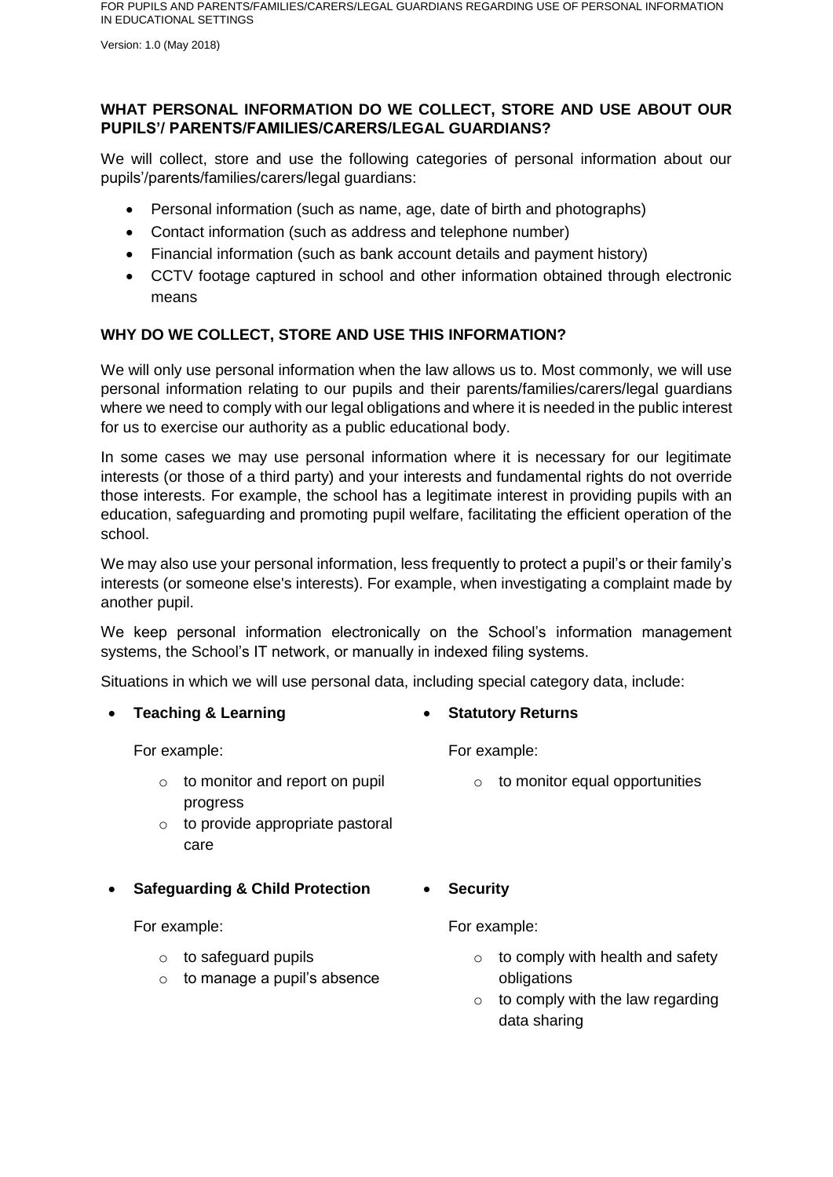## WHAT PERSONAL INFORMATION DO WE COLLECT, STORE AND USE ABOUT OUR PUPILS'/ PARENTS/FAMILIES/CARERS/LEGAL GUARDIANS?

We will collect, store and use the following categories of personal information about our pupils'/parents/families/carers/legal guardians:

- Personal information (such as name, age, date of birth and photographs)
- Contact information (such as address and telephone number)
- Financial information (such as bank account details and payment history)
- CCTV footage captured in school and other information obtained through electronic means

## WHY DO WE COLLECT, STORE AND USE THIS INFORMATION?

We will only use personal information when the law allows us to. Most commonly, we will use personal information relating to our pupils and their parents/families/carers/legal guardians where we need to comply with our legal obligations and where it is needed in the public interest for us to exercise our authority as a public educational body.

In some cases we may use personal information where it is necessary for our legitimate interests (or those of a third party) and your interests and fundamental rights do not override those interests. For example, the school has a legitimate interest in providing pupils with an education, safeguarding and promoting pupil welfare, facilitating the efficient operation of the school.

We may also use your personal information, less frequently to protect a pupil's or their family's interests (or someone else's interests). For example, when investigating a complaint made by another pupil.

We keep personal information electronically on the School's information management systems, the School's IT network, or manually in indexed filing systems.

Situations in which we will use personal data, including special category data, include:

- **Teaching & Learning**

  For example:

  - to monitor and report on pupil progress
  - to provide appropriate pastoral care

- **Safeguarding & Child Protection**

  For example:

  - to safeguard pupils
  - to manage a pupil's absence

- **Statutory Returns**

  For example:

  - to monitor equal opportunities

- **Security**

  For example:

  - to comply with health and safety obligations
  - to comply with the law regarding data sharing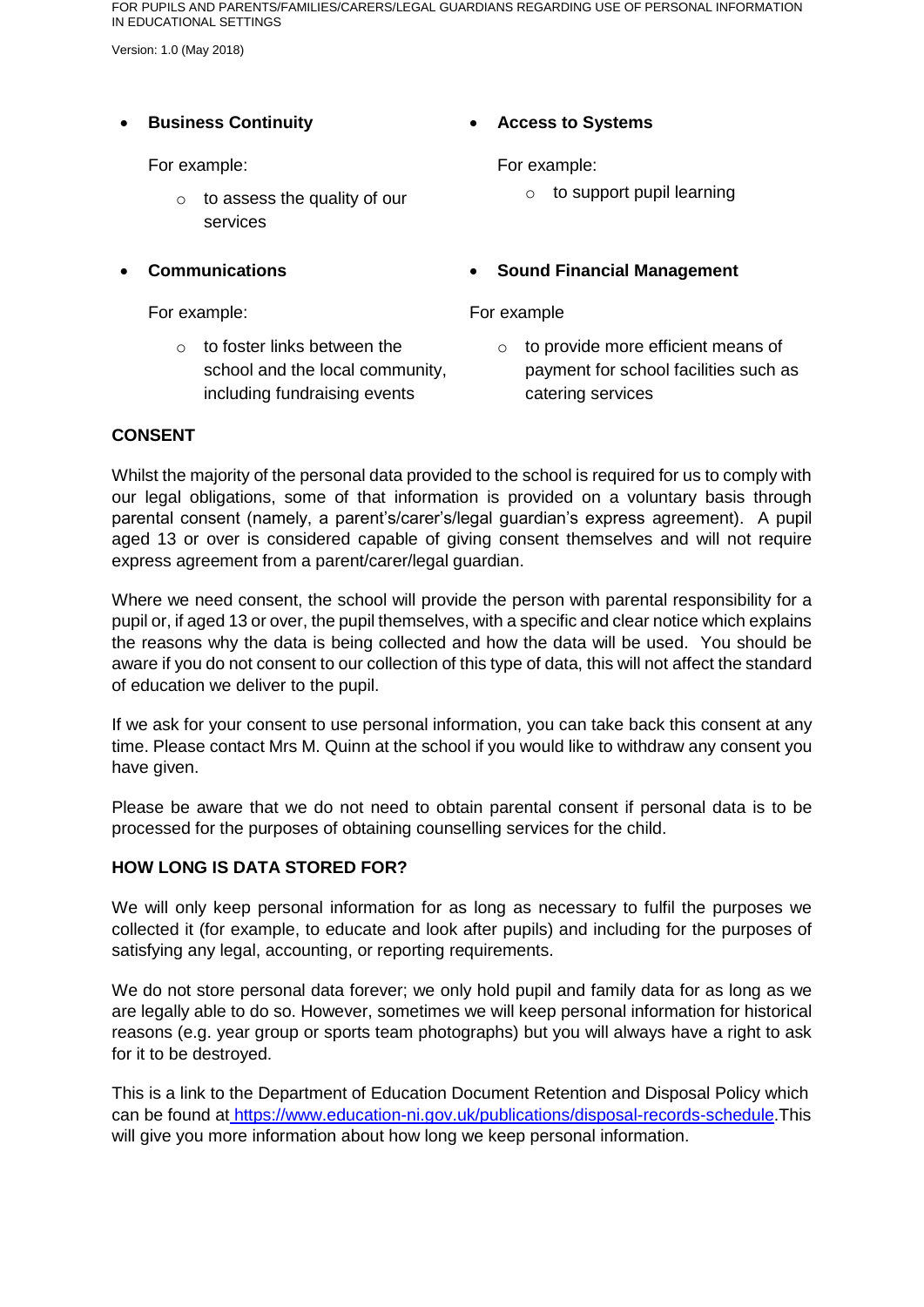- **Business Continuity**

  For example:

  - to assess the quality of our services

- **Access to Systems**

  For example:

  - to support pupil learning

- **Communications**

  For example:

  - to foster links between the school and the local community, including fundraising events

- **Sound Financial Management**

  For example

  - to provide more efficient means of payment for school facilities such as catering services

**CONSENT**

Whilst the majority of the personal data provided to the school is required for us to comply with our legal obligations, some of that information is provided on a voluntary basis through parental consent (namely, a parent's/carer's/legal guardian's express agreement). A pupil aged 13 or over is considered capable of giving consent themselves and will not require express agreement from a parent/carer/legal guardian.

Where we need consent, the school will provide the person with parental responsibility for a pupil or, if aged 13 or over, the pupil themselves, with a specific and clear notice which explains the reasons why the data is being collected and how the data will be used. You should be aware if you do not consent to our collection of this type of data, this will not affect the standard of education we deliver to the pupil.

If we ask for your consent to use personal information, you can take back this consent at any time. Please contact Mrs M. Quinn at the school if you would like to withdraw any consent you have given.

Please be aware that we do not need to obtain parental consent if personal data is to be processed for the purposes of obtaining counselling services for the child.

**HOW LONG IS DATA STORED FOR?**

We will only keep personal information for as long as necessary to fulfil the purposes we collected it (for example, to educate and look after pupils) and including for the purposes of satisfying any legal, accounting, or reporting requirements.

We do not store personal data forever; we only hold pupil and family data for as long as we are legally able to do so. However, sometimes we will keep personal information for historical reasons (e.g. year group or sports team photographs) but you will always have a right to ask for it to be destroyed.

This is a link to the Department of Education Document Retention and Disposal Policy which can be found at https://www.education-ni.gov.uk/publications/disposal-records-schedule.This will give you more information about how long we keep personal information.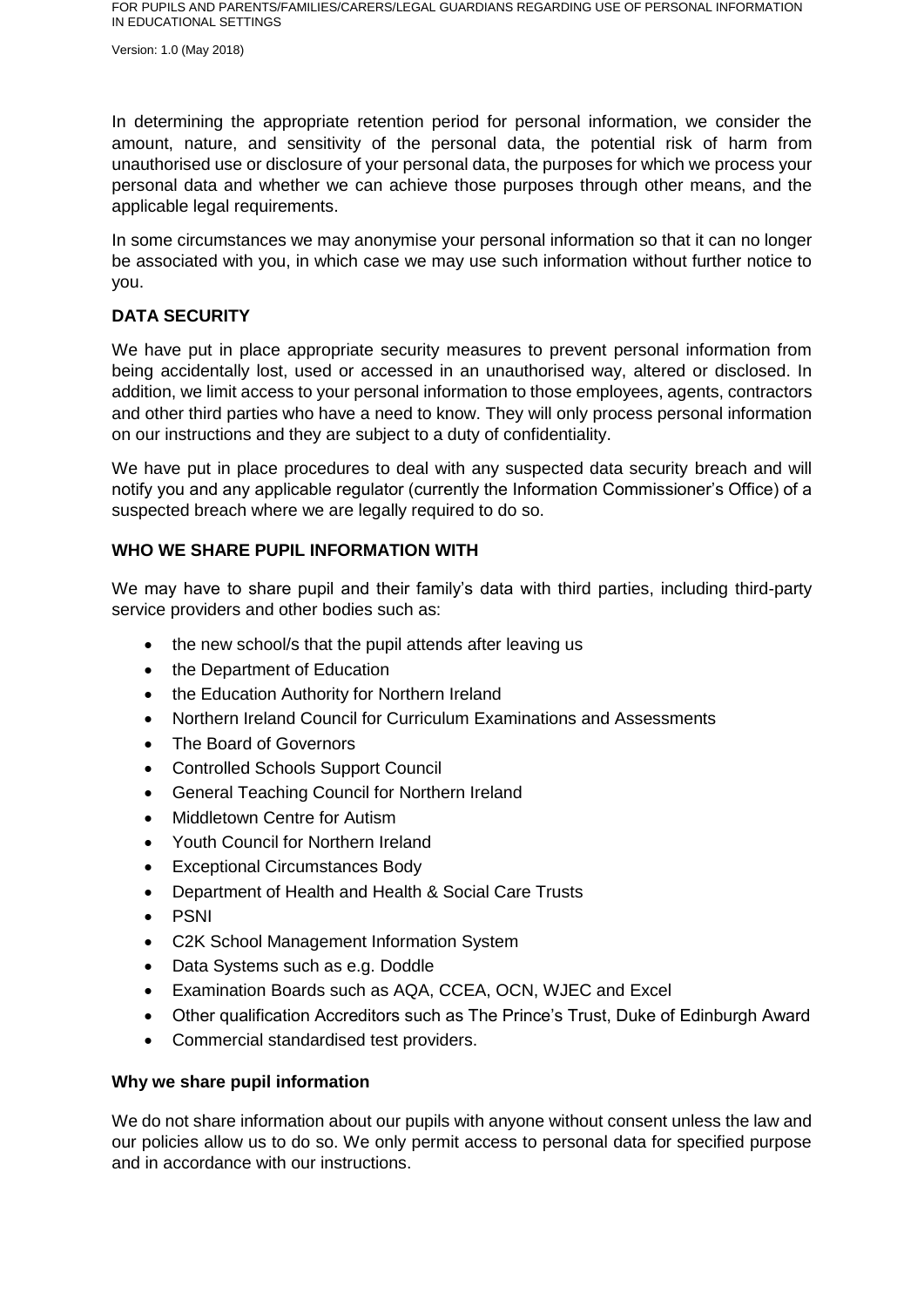In determining the appropriate retention period for personal information, we consider the amount, nature, and sensitivity of the personal data, the potential risk of harm from unauthorised use or disclosure of your personal data, the purposes for which we process your personal data and whether we can achieve those purposes through other means, and the applicable legal requirements.

In some circumstances we may anonymise your personal information so that it can no longer be associated with you, in which case we may use such information without further notice to you.

## DATA SECURITY

We have put in place appropriate security measures to prevent personal information from being accidentally lost, used or accessed in an unauthorised way, altered or disclosed. In addition, we limit access to your personal information to those employees, agents, contractors and other third parties who have a need to know. They will only process personal information on our instructions and they are subject to a duty of confidentiality.

We have put in place procedures to deal with any suspected data security breach and will notify you and any applicable regulator (currently the Information Commissioner's Office) of a suspected breach where we are legally required to do so.

## WHO WE SHARE PUPIL INFORMATION WITH

We may have to share pupil and their family's data with third parties, including third-party service providers and other bodies such as:

- the new school/s that the pupil attends after leaving us
- the Department of Education
- the Education Authority for Northern Ireland
- Northern Ireland Council for Curriculum Examinations and Assessments
- The Board of Governors
- Controlled Schools Support Council
- General Teaching Council for Northern Ireland
- Middletown Centre for Autism
- Youth Council for Northern Ireland
- Exceptional Circumstances Body
- Department of Health and Health & Social Care Trusts
- PSNI
- C2K School Management Information System
- Data Systems such as e.g. Doddle
- Examination Boards such as AQA, CCEA, OCN, WJEC and Excel
- Other qualification Accreditors such as The Prince's Trust, Duke of Edinburgh Award
- Commercial standardised test providers.

### Why we share pupil information

We do not share information about our pupils with anyone without consent unless the law and our policies allow us to do so. We only permit access to personal data for specified purpose and in accordance with our instructions.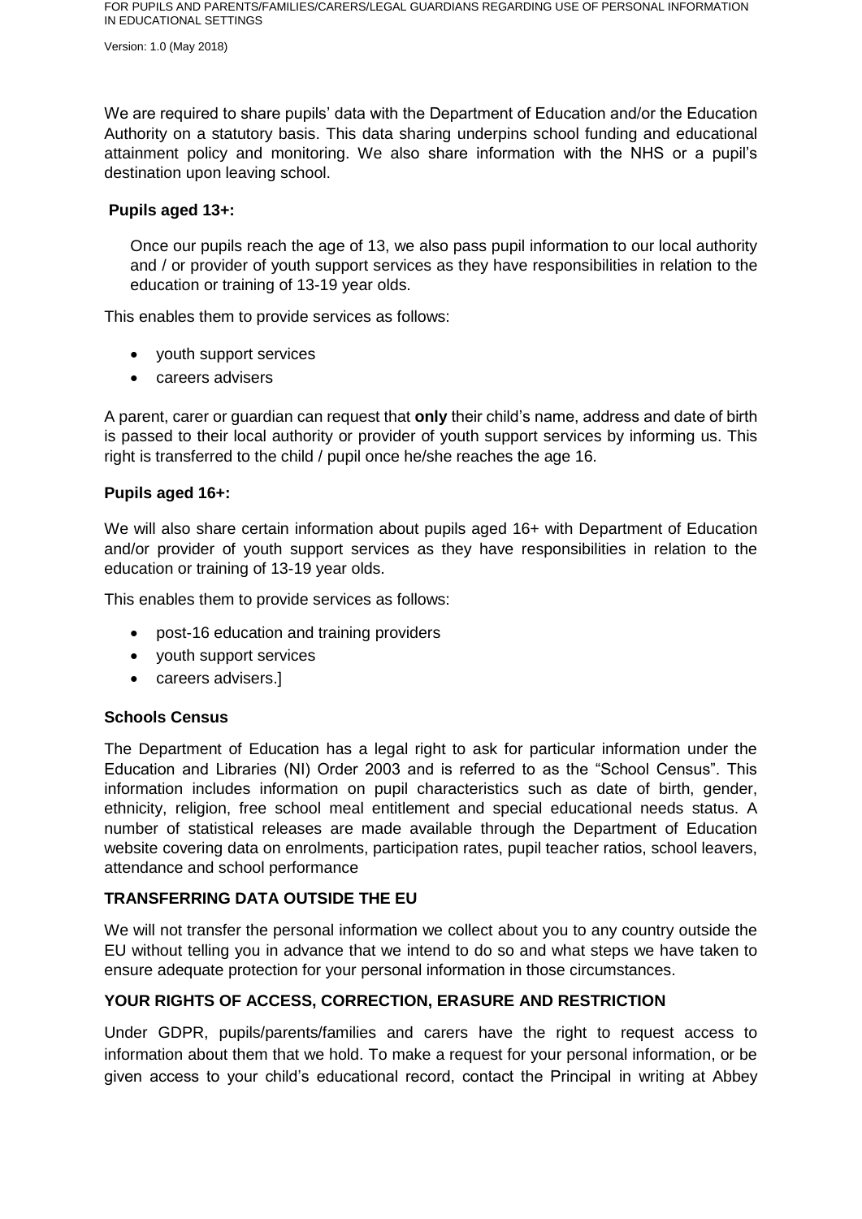We are required to share pupils' data with the Department of Education and/or the Education Authority on a statutory basis. This data sharing underpins school funding and educational attainment policy and monitoring. We also share information with the NHS or a pupil's destination upon leaving school.

**Pupils aged 13+:**

Once our pupils reach the age of 13, we also pass pupil information to our local authority and / or provider of youth support services as they have responsibilities in relation to the education or training of 13-19 year olds.

This enables them to provide services as follows:

- youth support services
- careers advisers

A parent, carer or guardian can request that **only** their child's name, address and date of birth is passed to their local authority or provider of youth support services by informing us. This right is transferred to the child / pupil once he/she reaches the age 16.

**Pupils aged 16+:**

We will also share certain information about pupils aged 16+ with Department of Education and/or provider of youth support services as they have responsibilities in relation to the education or training of 13-19 year olds.

This enables them to provide services as follows:

- post-16 education and training providers
- youth support services
- careers advisers.]

**Schools Census**

The Department of Education has a legal right to ask for particular information under the Education and Libraries (NI) Order 2003 and is referred to as the "School Census". This information includes information on pupil characteristics such as date of birth, gender, ethnicity, religion, free school meal entitlement and special educational needs status. A number of statistical releases are made available through the Department of Education website covering data on enrolments, participation rates, pupil teacher ratios, school leavers, attendance and school performance

**TRANSFERRING DATA OUTSIDE THE EU**

We will not transfer the personal information we collect about you to any country outside the EU without telling you in advance that we intend to do so and what steps we have taken to ensure adequate protection for your personal information in those circumstances.

**YOUR RIGHTS OF ACCESS, CORRECTION, ERASURE AND RESTRICTION**

Under GDPR, pupils/parents/families and carers have the right to request access to information about them that we hold. To make a request for your personal information, or be given access to your child's educational record, contact the Principal in writing at Abbey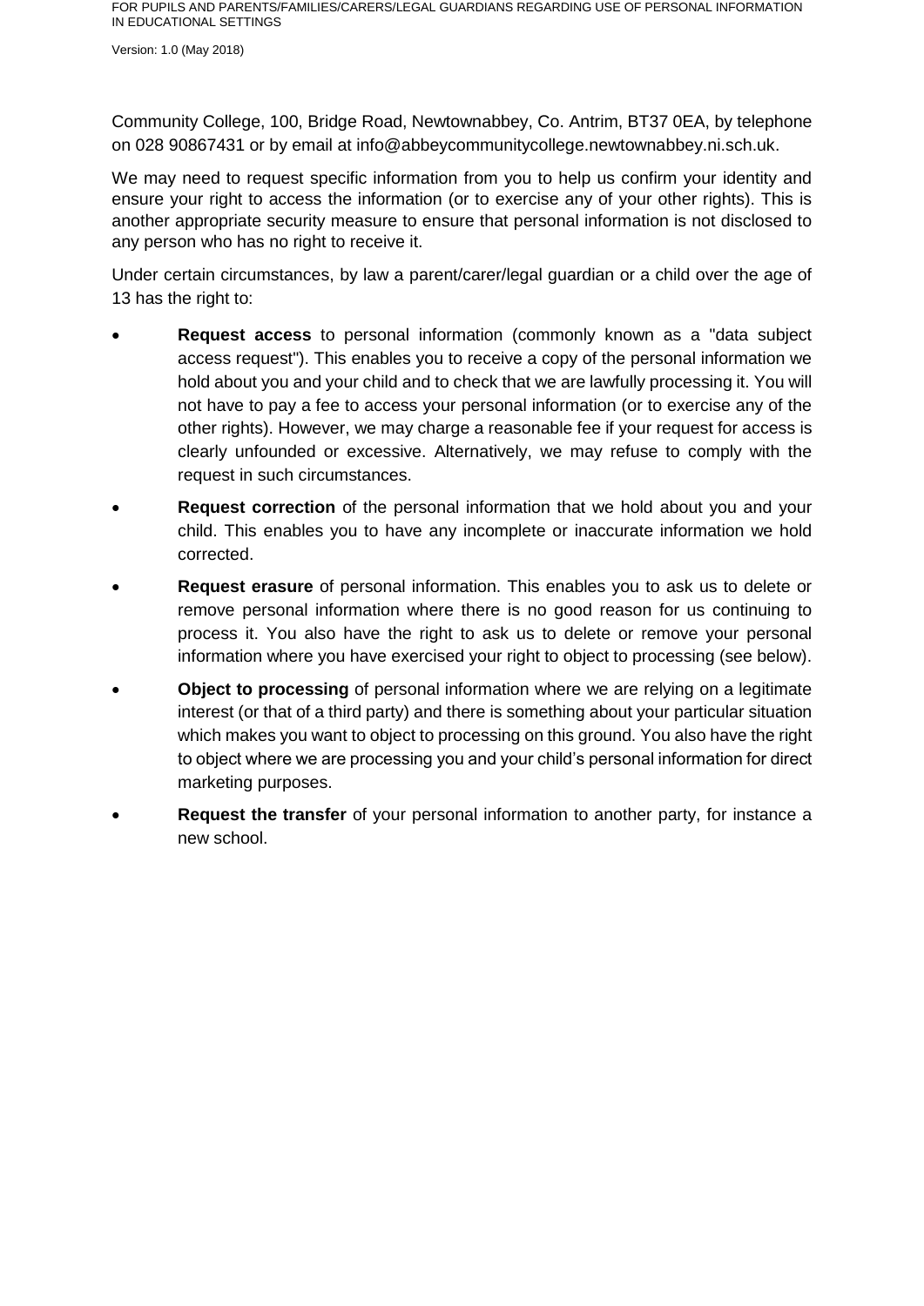Community College, 100, Bridge Road, Newtownabbey, Co. Antrim, BT37 0EA, by telephone on 028 90867431 or by email at info@abbeycommunitycollege.newtownabbey.ni.sch.uk.

We may need to request specific information from you to help us confirm your identity and ensure your right to access the information (or to exercise any of your other rights). This is another appropriate security measure to ensure that personal information is not disclosed to any person who has no right to receive it.

Under certain circumstances, by law a parent/carer/legal guardian or a child over the age of 13 has the right to:

- **Request access** to personal information (commonly known as a "data subject access request"). This enables you to receive a copy of the personal information we hold about you and your child and to check that we are lawfully processing it. You will not have to pay a fee to access your personal information (or to exercise any of the other rights). However, we may charge a reasonable fee if your request for access is clearly unfounded or excessive. Alternatively, we may refuse to comply with the request in such circumstances.
- **Request correction** of the personal information that we hold about you and your child. This enables you to have any incomplete or inaccurate information we hold corrected.
- **Request erasure** of personal information. This enables you to ask us to delete or remove personal information where there is no good reason for us continuing to process it. You also have the right to ask us to delete or remove your personal information where you have exercised your right to object to processing (see below).
- **Object to processing** of personal information where we are relying on a legitimate interest (or that of a third party) and there is something about your particular situation which makes you want to object to processing on this ground. You also have the right to object where we are processing you and your child's personal information for direct marketing purposes.
- **Request the transfer** of your personal information to another party, for instance a new school.